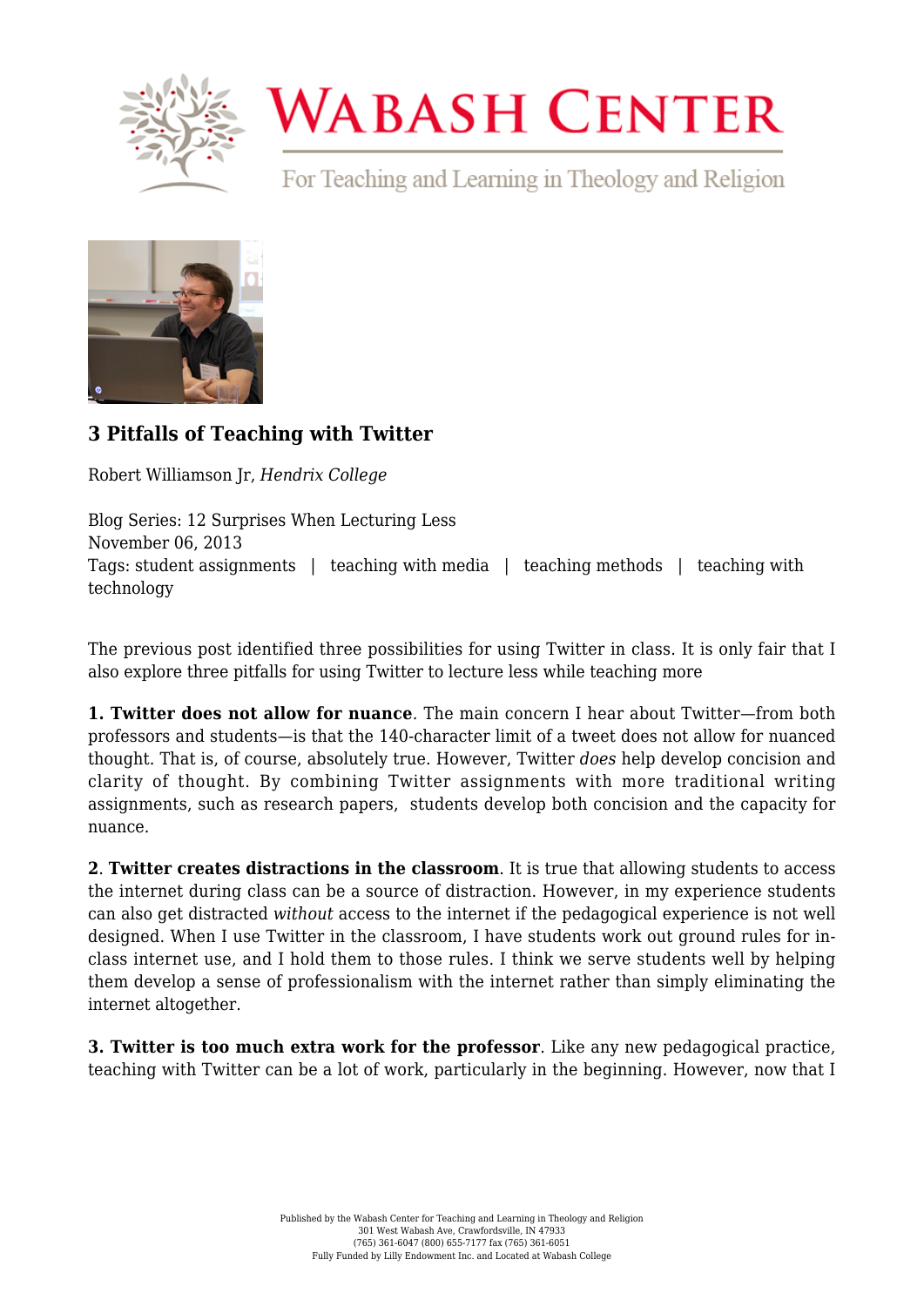# 3 Pitfalls of Teaching with Twitter

Robert Williamson Jr, *Hendrix College*

Blog Series: 12 Surprises When Lecturing Less
November 06, 2013
Tags: student assignments | teaching with media | teaching methods | teaching with technology

The previous post identified three possibilities for using Twitter in class. It is only fair that I also explore three pitfalls for using Twitter to lecture less while teaching more

**1. Twitter does not allow for nuance**. The main concern I hear about Twitter—from both professors and students—is that the 140-character limit of a tweet does not allow for nuanced thought. That is, of course, absolutely true. However, Twitter *does* help develop concision and clarity of thought. By combining Twitter assignments with more traditional writing assignments, such as research papers, students develop both concision and the capacity for nuance.

**2**. **Twitter creates distractions in the classroom**. It is true that allowing students to access the internet during class can be a source of distraction. However, in my experience students can also get distracted *without* access to the internet if the pedagogical experience is not well designed. When I use Twitter in the classroom, I have students work out ground rules for in-class internet use, and I hold them to those rules. I think we serve students well by helping them develop a sense of professionalism with the internet rather than simply eliminating the internet altogether.

**3. Twitter is too much extra work for the professor**. Like any new pedagogical practice, teaching with Twitter can be a lot of work, particularly in the beginning. However, now that I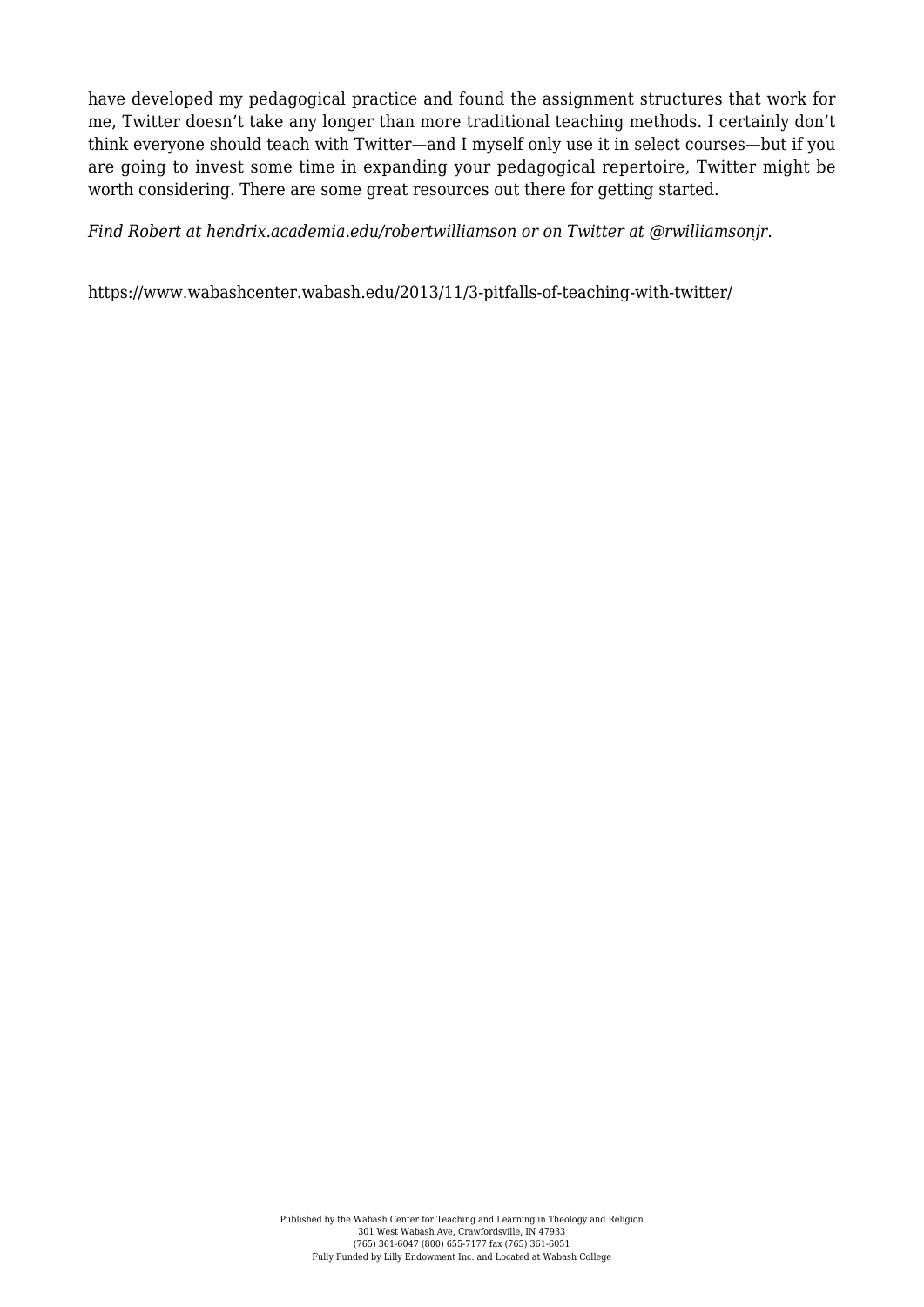have developed my pedagogical practice and found the assignment structures that work for me, Twitter doesn't take any longer than more traditional teaching methods. I certainly don't think everyone should teach with Twitter—and I myself only use it in select courses—but if you are going to invest some time in expanding your pedagogical repertoire, Twitter might be worth considering. There are some great resources out there for getting started.

*Find Robert at hendrix.academia.edu/robertwilliamson or on Twitter at @rwilliamsonjr.*

https://www.wabashcenter.wabash.edu/2013/11/3-pitfalls-of-teaching-with-twitter/